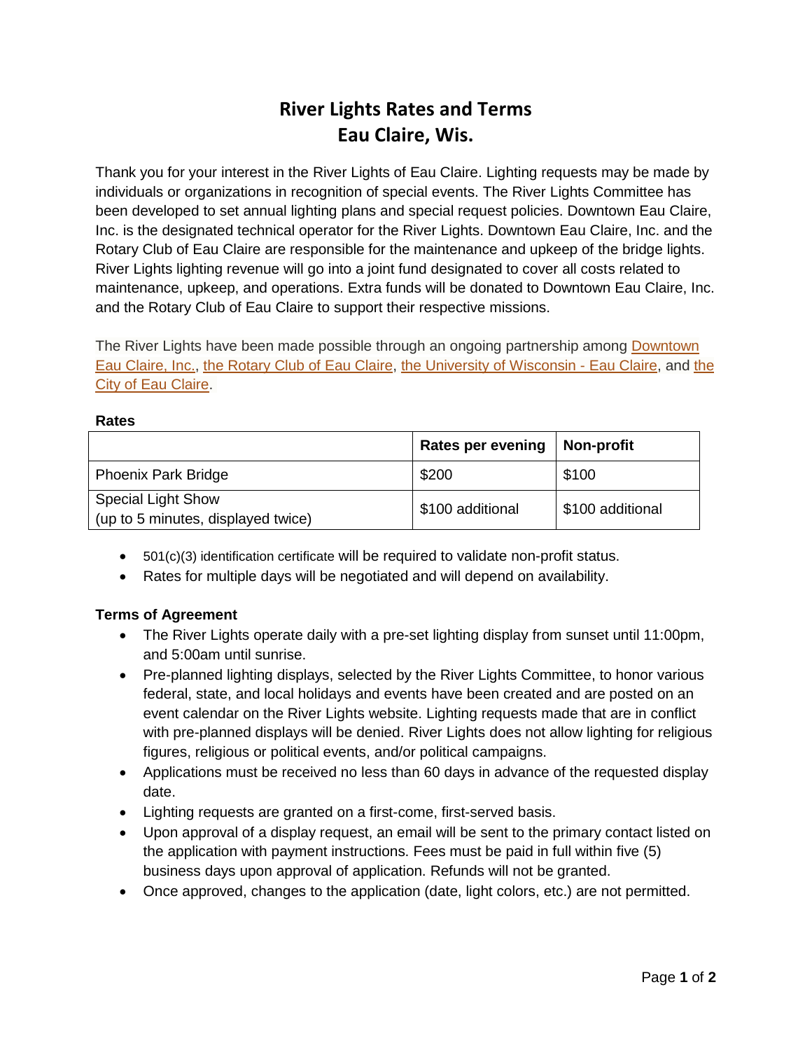# River Lights Rates and Terms
# Eau Claire, Wis.

Thank you for your interest in the River Lights of Eau Claire. Lighting requests may be made by individuals or organizations in recognition of special events. The River Lights Committee has been developed to set annual lighting plans and special request policies. Downtown Eau Claire, Inc. is the designated technical operator for the River Lights. Downtown Eau Claire, Inc. and the Rotary Club of Eau Claire are responsible for the maintenance and upkeep of the bridge lights. River Lights lighting revenue will go into a joint fund designated to cover all costs related to maintenance, upkeep, and operations. Extra funds will be donated to Downtown Eau Claire, Inc. and the Rotary Club of Eau Claire to support their respective missions.

The River Lights have been made possible through an ongoing partnership among Downtown Eau Claire, Inc., the Rotary Club of Eau Claire, the University of Wisconsin - Eau Claire, and the City of Eau Claire.

**Rates**

| | Rates per evening | Non-profit |
|---|---|---|
| Phoenix Park Bridge | $200 | $100 |
| Special Light Show (up to 5 minutes, displayed twice) | $100 additional | $100 additional |

- 501(c)(3) identification certificate will be required to validate non-profit status.
- Rates for multiple days will be negotiated and will depend on availability.

**Terms of Agreement**

- The River Lights operate daily with a pre-set lighting display from sunset until 11:00pm, and 5:00am until sunrise.
- Pre-planned lighting displays, selected by the River Lights Committee, to honor various federal, state, and local holidays and events have been created and are posted on an event calendar on the River Lights website. Lighting requests made that are in conflict with pre-planned displays will be denied. River Lights does not allow lighting for religious figures, religious or political events, and/or political campaigns.
- Applications must be received no less than 60 days in advance of the requested display date.
- Lighting requests are granted on a first-come, first-served basis.
- Upon approval of a display request, an email will be sent to the primary contact listed on the application with payment instructions. Fees must be paid in full within five (5) business days upon approval of application. Refunds will not be granted.
- Once approved, changes to the application (date, light colors, etc.) are not permitted.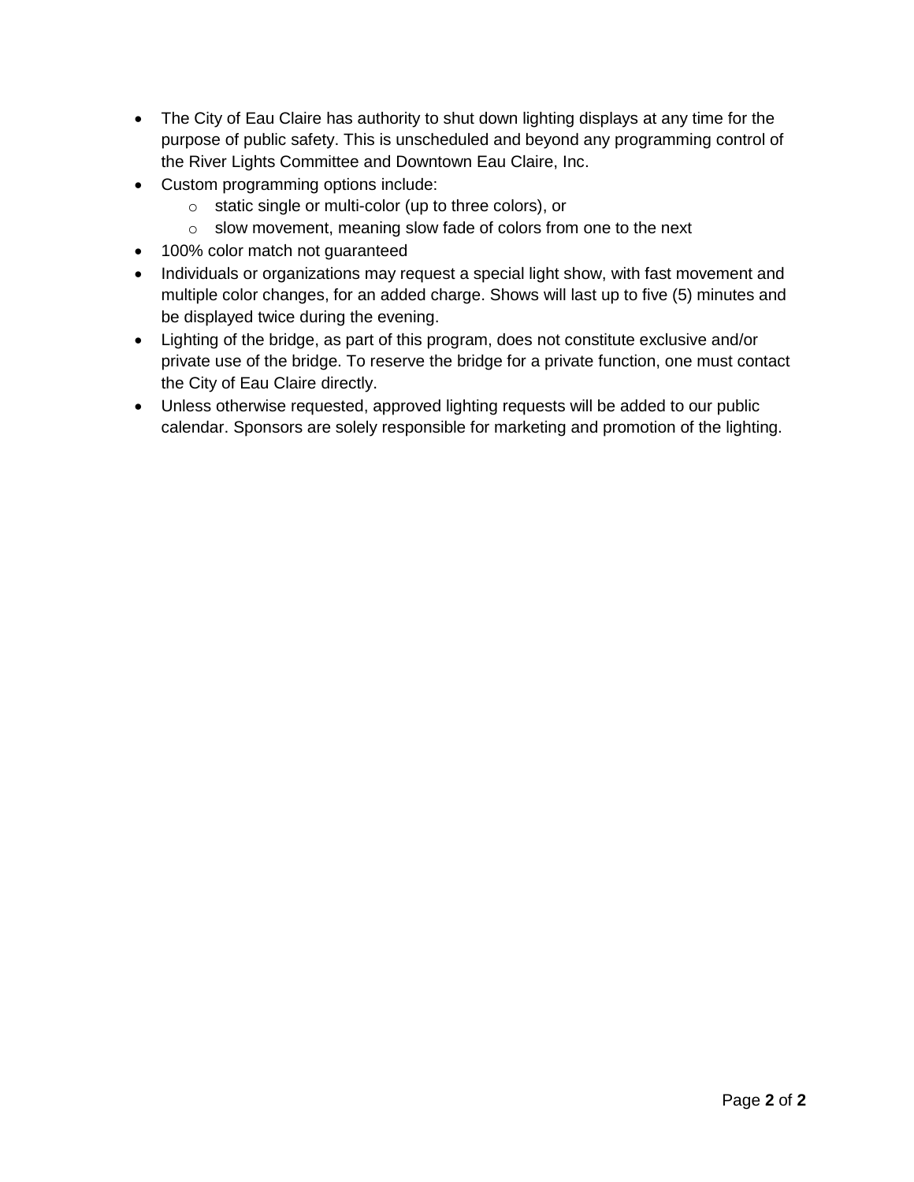- The City of Eau Claire has authority to shut down lighting displays at any time for the purpose of public safety. This is unscheduled and beyond any programming control of the River Lights Committee and Downtown Eau Claire, Inc.
- Custom programming options include:
  - static single or multi-color (up to three colors), or
  - slow movement, meaning slow fade of colors from one to the next
- 100% color match not guaranteed
- Individuals or organizations may request a special light show, with fast movement and multiple color changes, for an added charge. Shows will last up to five (5) minutes and be displayed twice during the evening.
- Lighting of the bridge, as part of this program, does not constitute exclusive and/or private use of the bridge. To reserve the bridge for a private function, one must contact the City of Eau Claire directly.
- Unless otherwise requested, approved lighting requests will be added to our public calendar. Sponsors are solely responsible for marketing and promotion of the lighting.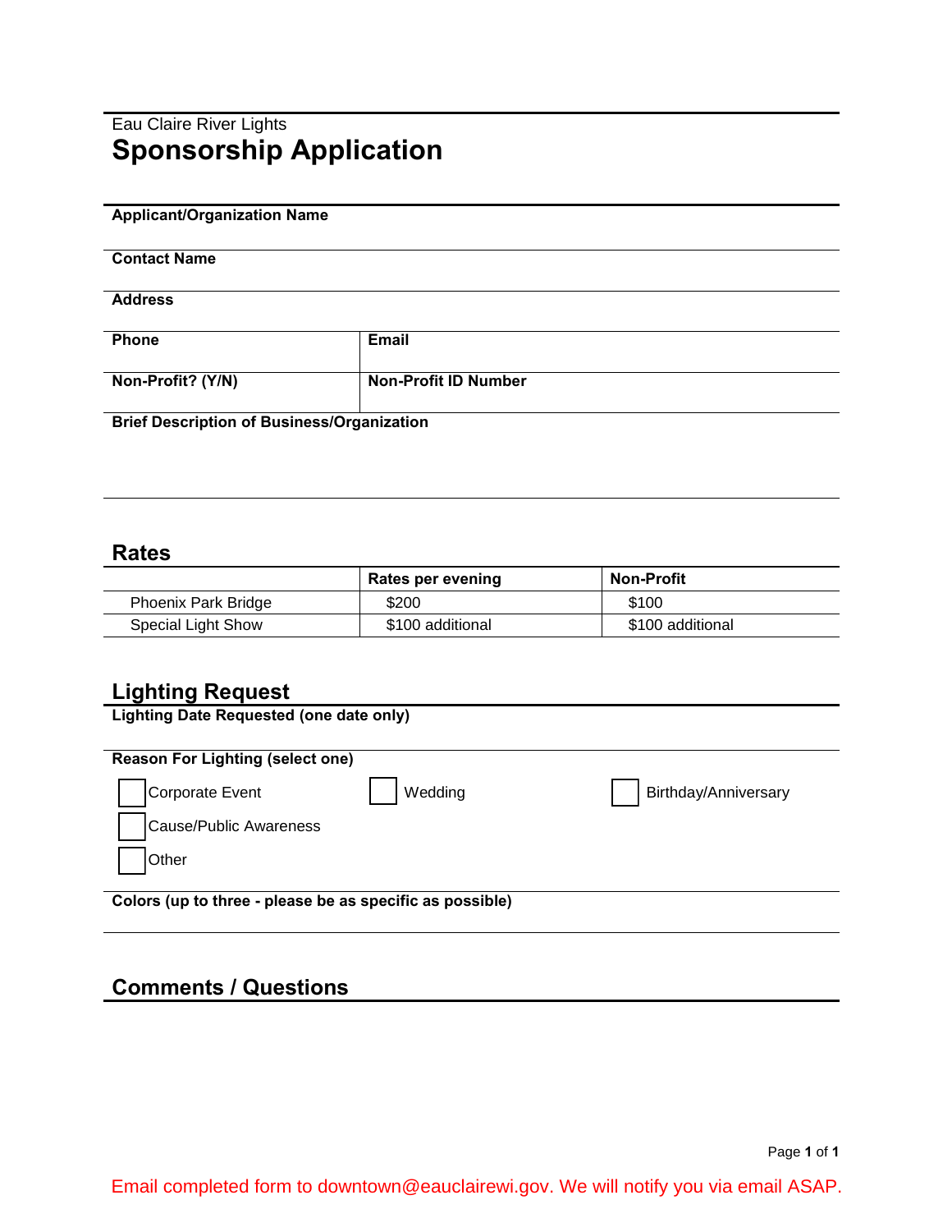Eau Claire River Lights

# Sponsorship Application

**Applicant/Organization Name**

**Contact Name**

**Address**

| **Phone** | **Email** |
|---|---|
| **Non-Profit? (Y/N)** | **Non-Profit ID Number** |

**Brief Description of Business/Organization**

## Rates

| | Rates per evening | Non-Profit |
|---|---|---|
| Phoenix Park Bridge | $200 | $100 |
| Special Light Show | $100 additional | $100 additional |

## Lighting Request

**Lighting Date Requested (one date only)**

**Reason For Lighting (select one)**

- ☐ Corporate Event
- ☐ Wedding
- ☐ Birthday/Anniversary
- ☐ Cause/Public Awareness
- ☐ Other

**Colors (up to three - please be as specific as possible)**

## Comments / Questions

Email completed form to downtown@eauclairewi.gov. We will notify you via email ASAP.